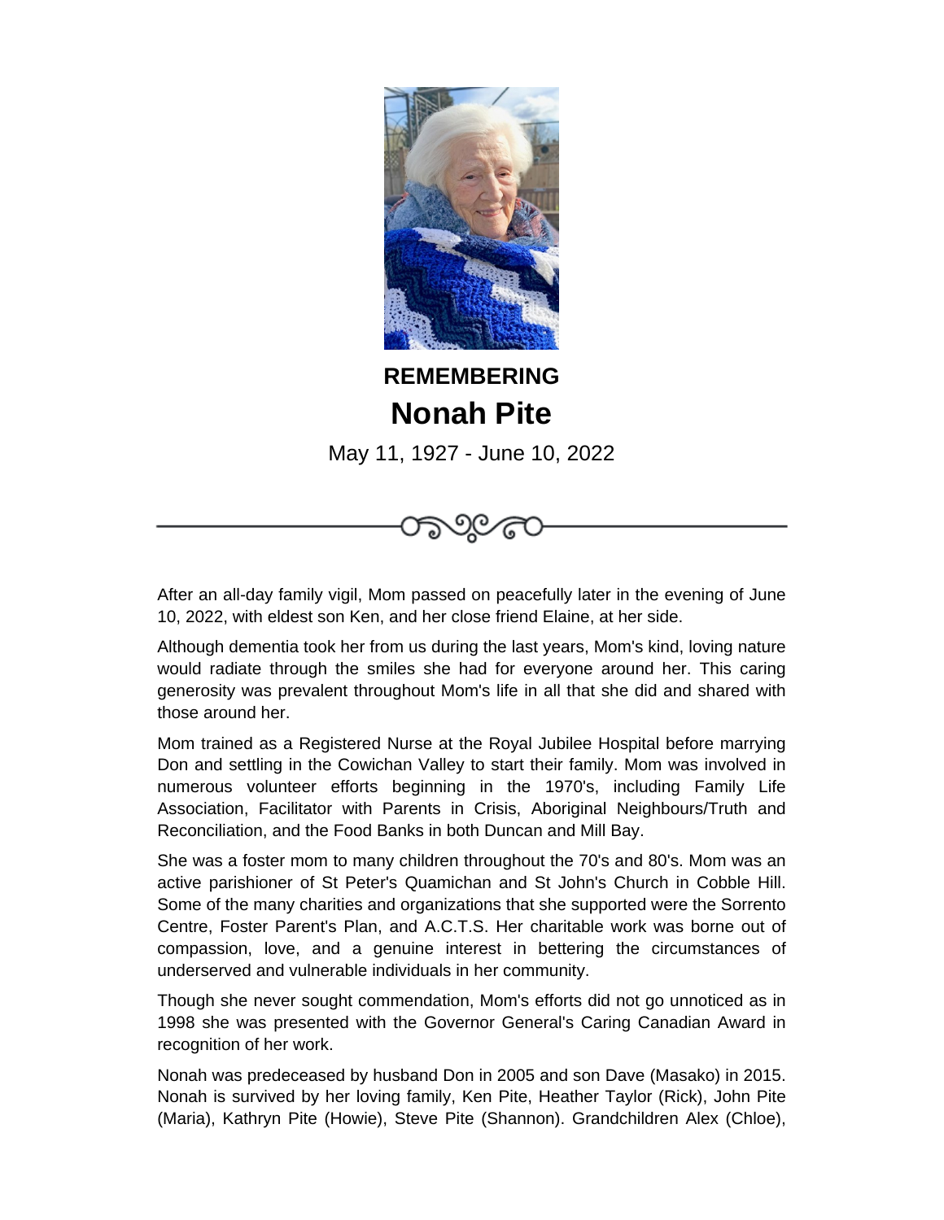**REMEMBERING**

# Nonah Pite

May 11, 1927 - June 10, 2022

After an all-day family vigil, Mom passed on peacefully later in the evening of June 10, 2022, with eldest son Ken, and her close friend Elaine, at her side.

Although dementia took her from us during the last years, Mom's kind, loving nature would radiate through the smiles she had for everyone around her. This caring generosity was prevalent throughout Mom's life in all that she did and shared with those around her.

Mom trained as a Registered Nurse at the Royal Jubilee Hospital before marrying Don and settling in the Cowichan Valley to start their family. Mom was involved in numerous volunteer efforts beginning in the 1970's, including Family Life Association, Facilitator with Parents in Crisis, Aboriginal Neighbours/Truth and Reconciliation, and the Food Banks in both Duncan and Mill Bay.

She was a foster mom to many children throughout the 70's and 80's. Mom was an active parishioner of St Peter's Quamichan and St John's Church in Cobble Hill. Some of the many charities and organizations that she supported were the Sorrento Centre, Foster Parent's Plan, and A.C.T.S. Her charitable work was borne out of compassion, love, and a genuine interest in bettering the circumstances of underserved and vulnerable individuals in her community.

Though she never sought commendation, Mom's efforts did not go unnoticed as in 1998 she was presented with the Governor General's Caring Canadian Award in recognition of her work.

Nonah was predeceased by husband Don in 2005 and son Dave (Masako) in 2015. Nonah is survived by her loving family, Ken Pite, Heather Taylor (Rick), John Pite (Maria), Kathryn Pite (Howie), Steve Pite (Shannon). Grandchildren Alex (Chloe),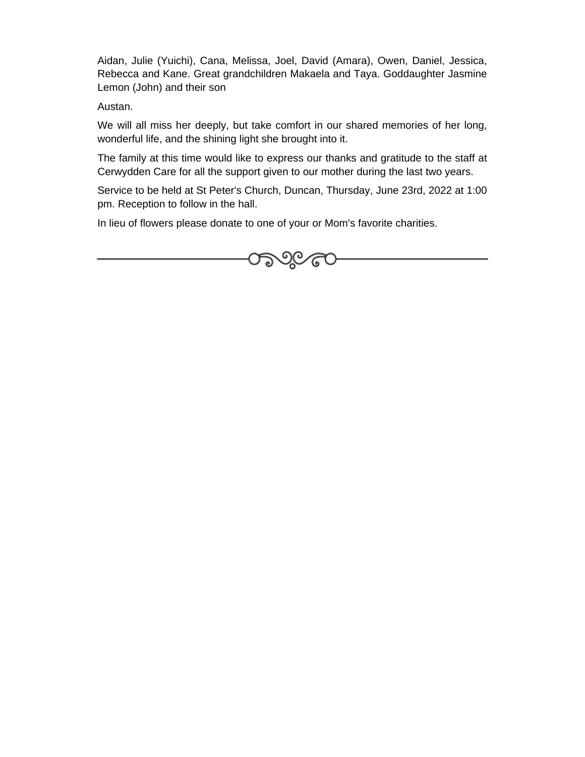Aidan, Julie (Yuichi), Cana, Melissa, Joel, David (Amara), Owen, Daniel, Jessica, Rebecca and Kane. Great grandchildren Makaela and Taya. Goddaughter Jasmine Lemon (John) and their son

Austan.

We will all miss her deeply, but take comfort in our shared memories of her long, wonderful life, and the shining light she brought into it.

The family at this time would like to express our thanks and gratitude to the staff at Cerwydden Care for all the support given to our mother during the last two years.

Service to be held at St Peter's Church, Duncan, Thursday, June 23rd, 2022 at 1:00 pm. Reception to follow in the hall.

In lieu of flowers please donate to one of your or Mom's favorite charities.